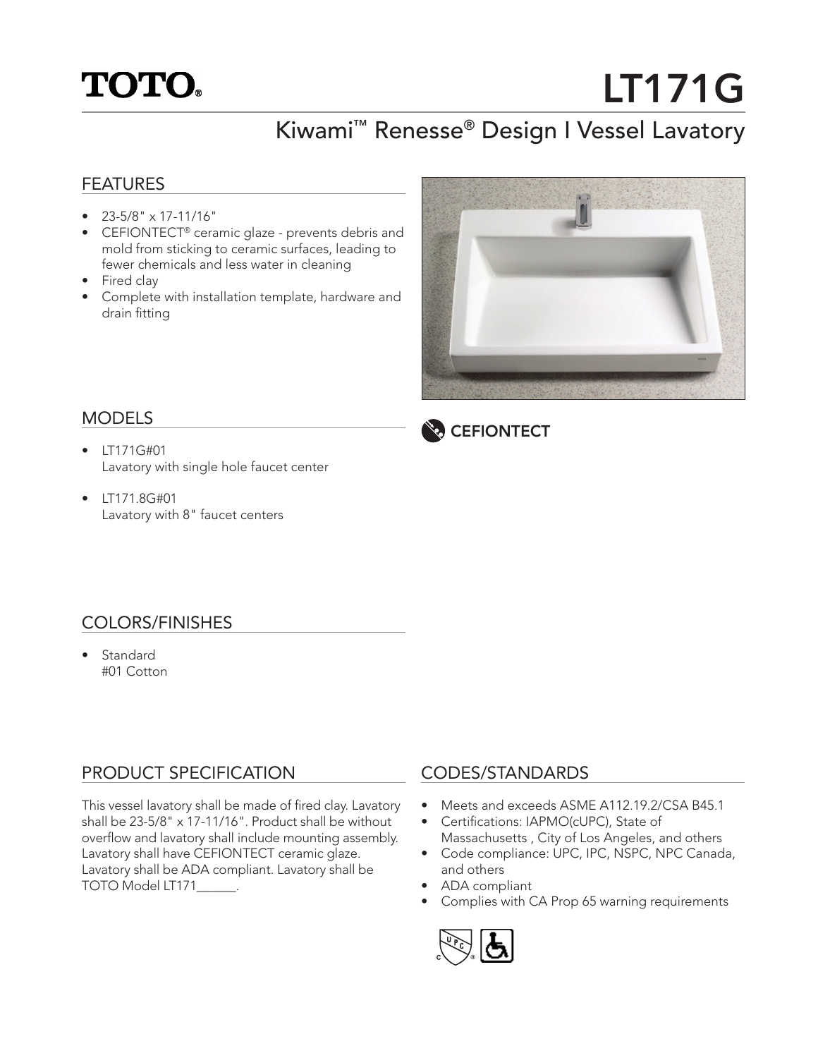TOTO®

# LT171G

## Kiwami™ Renesse® Design I Vessel Lavatory

### FEATURES

- 23-5/8" x 17-11/16"
- CEFIONTECT® ceramic glaze - prevents debris and mold from sticking to ceramic surfaces, leading to fewer chemicals and less water in cleaning
- Fired clay
- Complete with installation template, hardware and drain fitting

CEFIONTECT

### MODELS

- LT171G#01
  Lavatory with single hole faucet center
- LT171.8G#01
  Lavatory with 8" faucet centers

### COLORS/FINISHES

- Standard
  #01 Cotton

### PRODUCT SPECIFICATION

This vessel lavatory shall be made of fired clay. Lavatory shall be 23-5/8" x 17-11/16". Product shall be without overflow and lavatory shall include mounting assembly. Lavatory shall have CEFIONTECT ceramic glaze. Lavatory shall be ADA compliant. Lavatory shall be TOTO Model LT171______.

### CODES/STANDARDS

- Meets and exceeds ASME A112.19.2/CSA B45.1
- Certifications: IAPMO(cUPC), State of Massachusetts , City of Los Angeles, and others
- Code compliance: UPC, IPC, NSPC, NPC Canada, and others
- ADA compliant
- Complies with CA Prop 65 warning requirements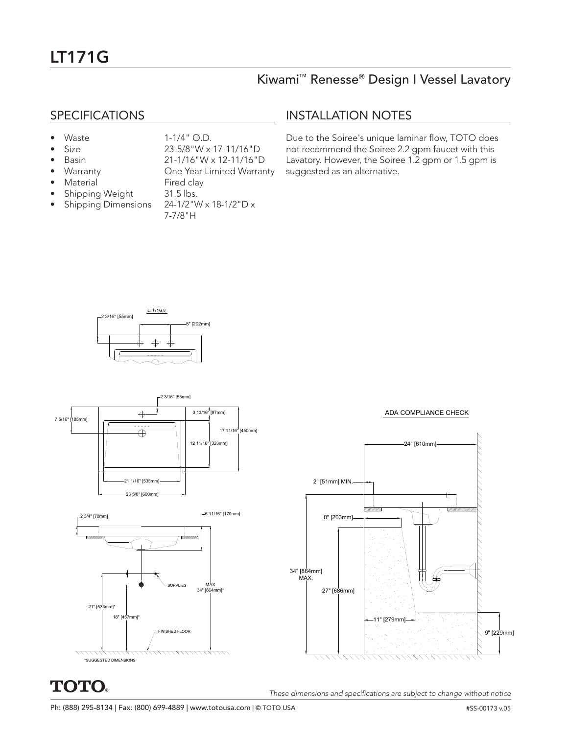# LT171G

## Kiwami™ Renesse® Design I Vessel Lavatory

## SPECIFICATIONS

- Waste 1-1/4" O.D.
- Size 23-5/8"W x 17-11/16"D
- Basin 21-1/16"W x 12-11/16"D
- Warranty One Year Limited Warranty
- Material Fired clay
- Shipping Weight 31.5 lbs.
- Shipping Dimensions 24-1/2"W x 18-1/2"D x 7-7/8"H

## INSTALLATION NOTES

Due to the Soiree's unique laminar flow, TOTO does not recommend the Soiree 2.2 gpm faucet with this Lavatory. However, the Soiree 1.2 gpm or 1.5 gpm is suggested as an alternative.

LT171G.8
2 3/16" [55mm]
8" [202mm]

2 3/16" [55mm]
7 5/16" [185mm]
3 13/16" [97mm]
17 11/16" [450mm]
12 11/16" [323mm]
21 1/16" [535mm]
23 5/8" [600mm]

2 3/4" [70mm]
6 11/16" [170mm]
SUPPLIES
MAX
34" [864mm]*
21" [533mm]*
18" [457mm]*
FINISHED FLOOR
*SUGGESTED DIMENSIONS

ADA COMPLIANCE CHECK
24" [610mm]
2" [51mm] MIN.
8" [203mm]
34" [864mm]
MAX.
27" [686mm]
11" [279mm]
9" [229mm]

*These dimensions and specifications are subject to change without notice*

Ph: (888) 295-8134 | Fax: (800) 699-4889 | www.totousa.com | © TOTO USA

#SS-00173 v.05